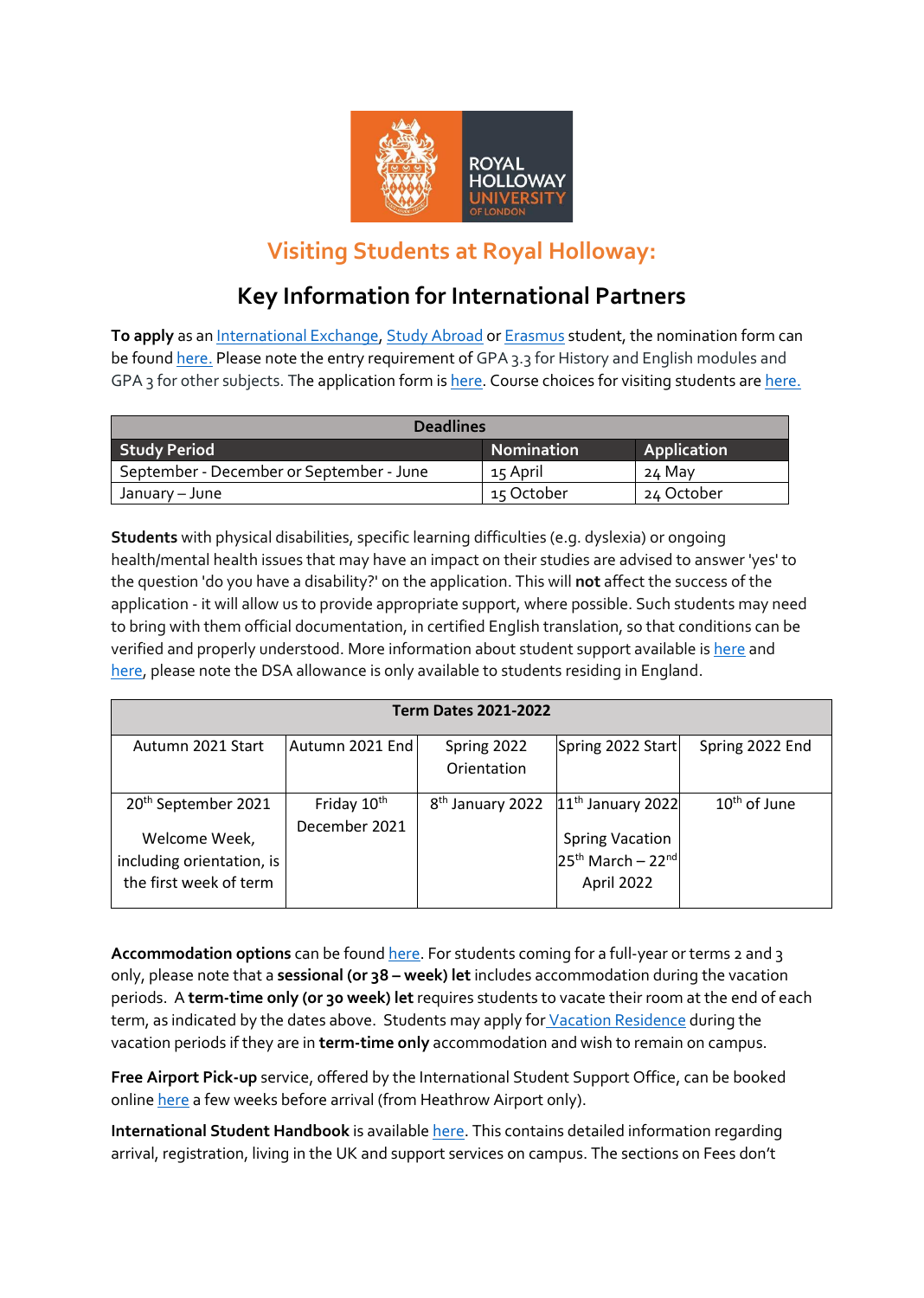# Visiting Students at Royal Holloway:

## Key Information for International Partners

**To apply** as an International Exchange, Study Abroad or Erasmus student, the nomination form can be found here. Please note the entry requirement of GPA 3.3 for History and English modules and GPA 3 for other subjects. The application form is here. Course choices for visiting students are here.

| Deadlines | | |
|---|---|---|
| **Study Period** | **Nomination** | **Application** |
| September - December or September - June | 15 April | 24 May |
| January – June | 15 October | 24 October |

**Students** with physical disabilities, specific learning difficulties (e.g. dyslexia) or ongoing health/mental health issues that may have an impact on their studies are advised to answer 'yes' to the question 'do you have a disability?' on the application. This will **not** affect the success of the application - it will allow us to provide appropriate support, where possible. Such students may need to bring with them official documentation, in certified English translation, so that conditions can be verified and properly understood. More information about student support available is here and here, please note the DSA allowance is only available to students residing in England.

| Term Dates 2021-2022 | | | | |
|---|---|---|---|---|
| Autumn 2021 Start | Autumn 2021 End | Spring 2022 Orientation | Spring 2022 Start | Spring 2022 End |
| 20th September 2021<br><br>Welcome Week, including orientation, is the first week of term | Friday 10th December 2021 | 8th January 2022 | 11th January 2022<br><br>Spring Vacation 25th March – 22nd April 2022 | 10th of June |

**Accommodation options** can be found here. For students coming for a full-year or terms 2 and 3 only, please note that a **sessional (or 38 – week) let** includes accommodation during the vacation periods. A **term-time only (or 30 week) let** requires students to vacate their room at the end of each term, as indicated by the dates above. Students may apply for Vacation Residence during the vacation periods if they are in **term-time only** accommodation and wish to remain on campus.

**Free Airport Pick-up** service, offered by the International Student Support Office, can be booked online here a few weeks before arrival (from Heathrow Airport only).

**International Student Handbook** is available here. This contains detailed information regarding arrival, registration, living in the UK and support services on campus. The sections on Fees don't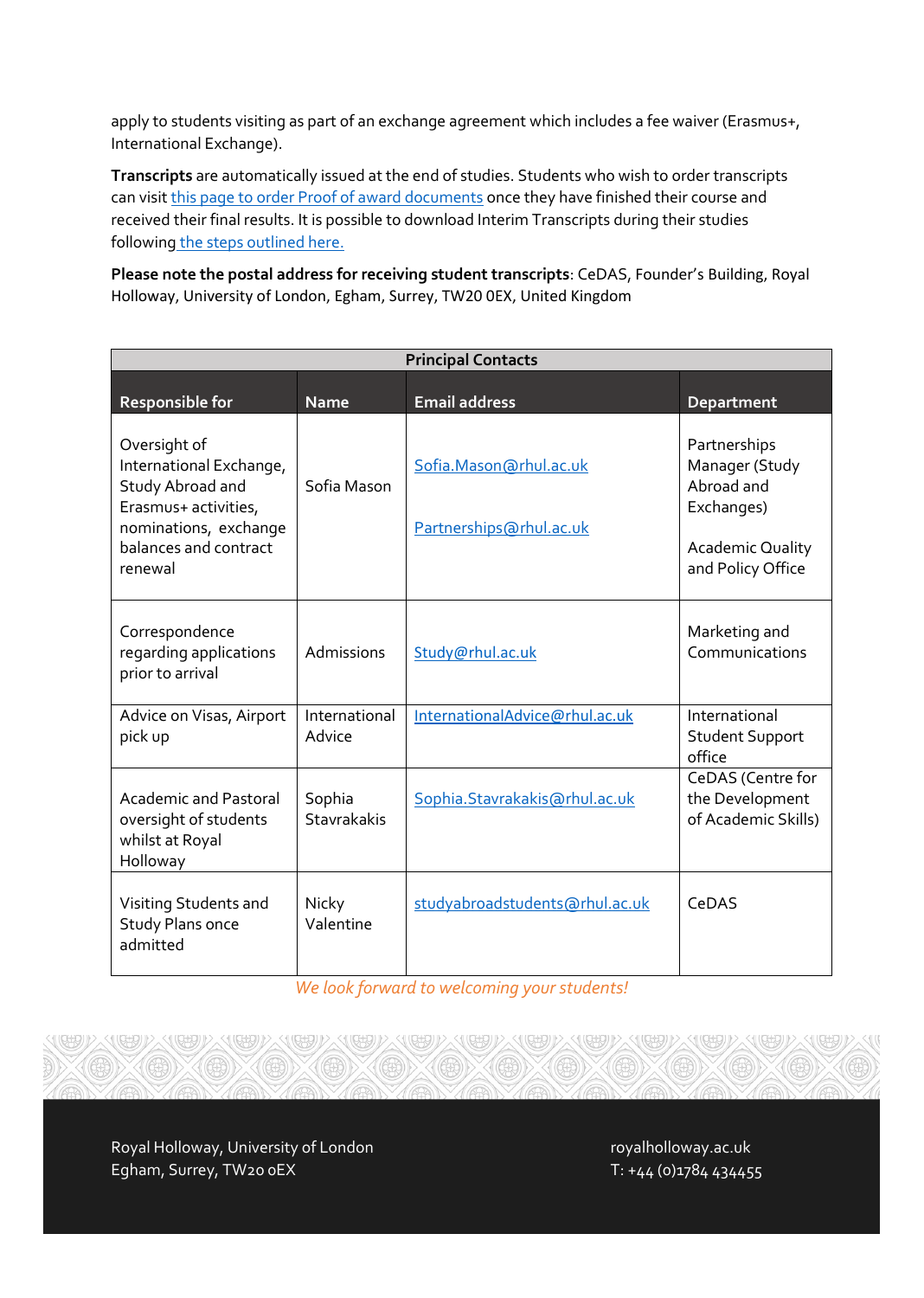apply to students visiting as part of an exchange agreement which includes a fee waiver (Erasmus+, International Exchange).

**Transcripts** are automatically issued at the end of studies. Students who wish to order transcripts can visit this page to order Proof of award documents once they have finished their course and received their final results. It is possible to download Interim Transcripts during their studies following the steps outlined here.

**Please note the postal address for receiving student transcripts**: CeDAS, Founder's Building, Royal Holloway, University of London, Egham, Surrey, TW20 0EX, United Kingdom

| Principal Contacts | | | |
|---|---|---|---|
| **Responsible for** | **Name** | **Email address** | **Department** |
| Oversight of International Exchange, Study Abroad and Erasmus+ activities, nominations, exchange balances and contract renewal | Sofia Mason | Sofia.Mason@rhul.ac.uk<br><br>Partnerships@rhul.ac.uk | Partnerships Manager (Study Abroad and Exchanges)<br><br>Academic Quality and Policy Office |
| Correspondence regarding applications prior to arrival | Admissions | Study@rhul.ac.uk | Marketing and Communications |
| Advice on Visas, Airport pick up | International Advice | InternationalAdvice@rhul.ac.uk | International Student Support office |
| Academic and Pastoral oversight of students whilst at Royal Holloway | Sophia Stavrakakis | Sophia.Stavrakakis@rhul.ac.uk | CeDAS (Centre for the Development of Academic Skills) |
| Visiting Students and Study Plans once admitted | Nicky Valentine | studyabroadstudents@rhul.ac.uk | CeDAS |

*We look forward to welcoming your students!*

Royal Holloway, University of London
Egham, Surrey, TW20 0EX

royalholloway.ac.uk
T: +44 (0)1784 434455